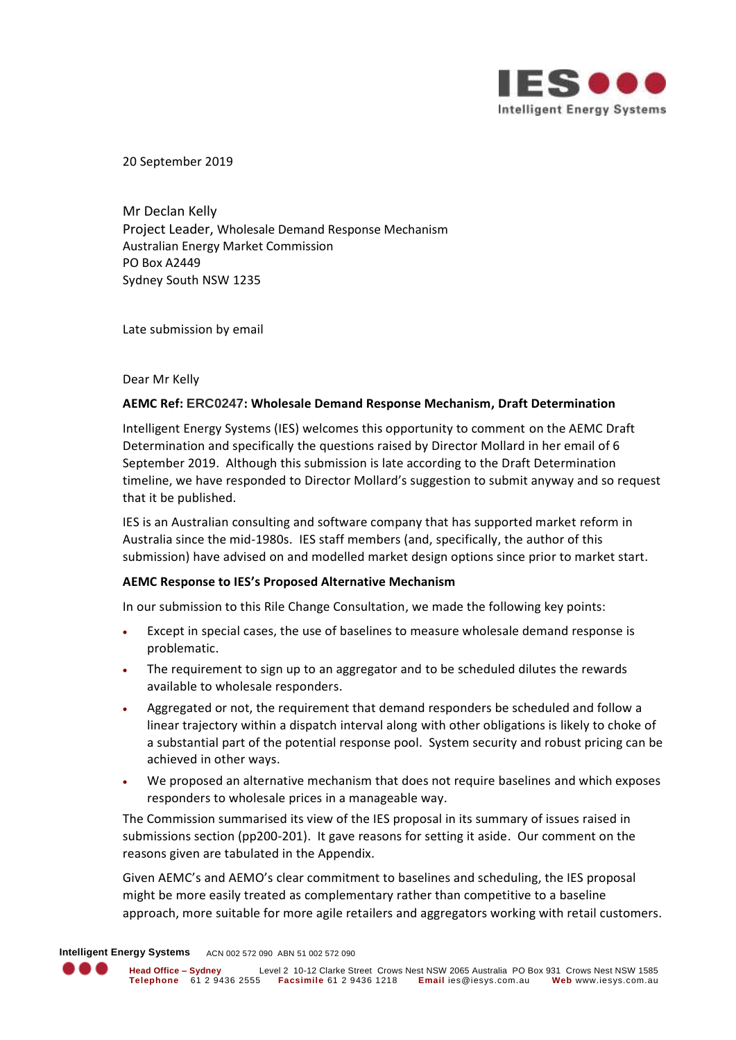20 September 2019

Mr Declan Kelly
Project Leader, Wholesale Demand Response Mechanism
Australian Energy Market Commission
PO Box A2449
Sydney South NSW 1235

Late submission by email

Dear Mr Kelly

**AEMC Ref: ERC0247: Wholesale Demand Response Mechanism, Draft Determination**

Intelligent Energy Systems (IES) welcomes this opportunity to comment on the AEMC Draft Determination and specifically the questions raised by Director Mollard in her email of 6 September 2019. Although this submission is late according to the Draft Determination timeline, we have responded to Director Mollard's suggestion to submit anyway and so request that it be published.

IES is an Australian consulting and software company that has supported market reform in Australia since the mid-1980s. IES staff members (and, specifically, the author of this submission) have advised on and modelled market design options since prior to market start.

**AEMC Response to IES's Proposed Alternative Mechanism**

In our submission to this Rile Change Consultation, we made the following key points:

- Except in special cases, the use of baselines to measure wholesale demand response is problematic.
- The requirement to sign up to an aggregator and to be scheduled dilutes the rewards available to wholesale responders.
- Aggregated or not, the requirement that demand responders be scheduled and follow a linear trajectory within a dispatch interval along with other obligations is likely to choke of a substantial part of the potential response pool. System security and robust pricing can be achieved in other ways.
- We proposed an alternative mechanism that does not require baselines and which exposes responders to wholesale prices in a manageable way.

The Commission summarised its view of the IES proposal in its summary of issues raised in submissions section (pp200-201). It gave reasons for setting it aside. Our comment on the reasons given are tabulated in the Appendix.

Given AEMC's and AEMO's clear commitment to baselines and scheduling, the IES proposal might be more easily treated as complementary rather than competitive to a baseline approach, more suitable for more agile retailers and aggregators working with retail customers.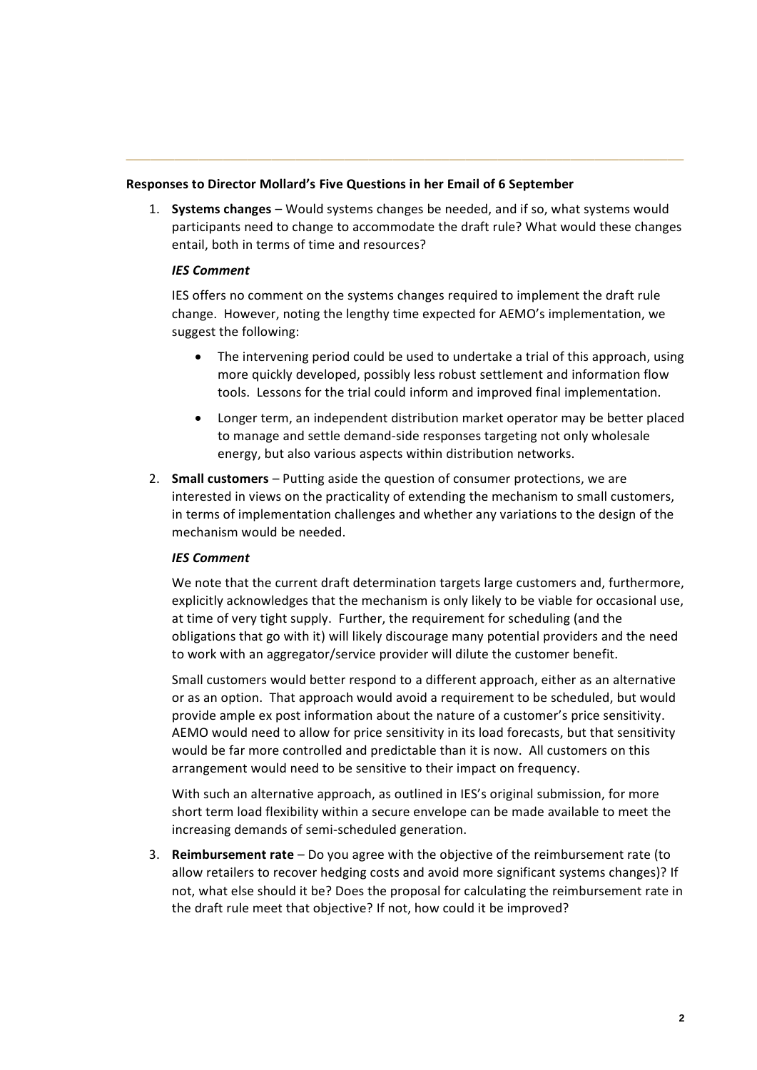**Responses to Director Mollard's Five Questions in her Email of 6 September**

1. **Systems changes** – Would systems changes be needed, and if so, what systems would participants need to change to accommodate the draft rule? What would these changes entail, both in terms of time and resources?

   ***IES Comment***

   IES offers no comment on the systems changes required to implement the draft rule change. However, noting the lengthy time expected for AEMO's implementation, we suggest the following:

   - The intervening period could be used to undertake a trial of this approach, using more quickly developed, possibly less robust settlement and information flow tools. Lessons for the trial could inform and improved final implementation.
   - Longer term, an independent distribution market operator may be better placed to manage and settle demand-side responses targeting not only wholesale energy, but also various aspects within distribution networks.

2. **Small customers** – Putting aside the question of consumer protections, we are interested in views on the practicality of extending the mechanism to small customers, in terms of implementation challenges and whether any variations to the design of the mechanism would be needed.

   ***IES Comment***

   We note that the current draft determination targets large customers and, furthermore, explicitly acknowledges that the mechanism is only likely to be viable for occasional use, at time of very tight supply. Further, the requirement for scheduling (and the obligations that go with it) will likely discourage many potential providers and the need to work with an aggregator/service provider will dilute the customer benefit.

   Small customers would better respond to a different approach, either as an alternative or as an option. That approach would avoid a requirement to be scheduled, but would provide ample ex post information about the nature of a customer's price sensitivity. AEMO would need to allow for price sensitivity in its load forecasts, but that sensitivity would be far more controlled and predictable than it is now. All customers on this arrangement would need to be sensitive to their impact on frequency.

   With such an alternative approach, as outlined in IES's original submission, for more short term load flexibility within a secure envelope can be made available to meet the increasing demands of semi-scheduled generation.

3. **Reimbursement rate** – Do you agree with the objective of the reimbursement rate (to allow retailers to recover hedging costs and avoid more significant systems changes)? If not, what else should it be? Does the proposal for calculating the reimbursement rate in the draft rule meet that objective? If not, how could it be improved?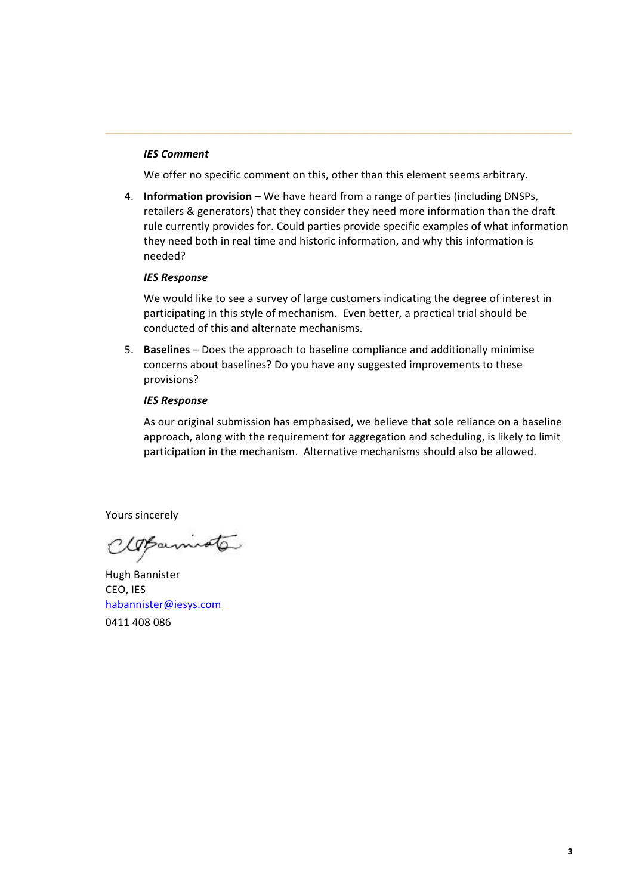*IES Comment*

We offer no specific comment on this, other than this element seems arbitrary.

4. **Information provision** – We have heard from a range of parties (including DNSPs, retailers & generators) that they consider they need more information than the draft rule currently provides for. Could parties provide specific examples of what information they need both in real time and historic information, and why this information is needed?

   ***IES Response***

   We would like to see a survey of large customers indicating the degree of interest in participating in this style of mechanism. Even better, a practical trial should be conducted of this and alternate mechanisms.

5. **Baselines** – Does the approach to baseline compliance and additionally minimise concerns about baselines? Do you have any suggested improvements to these provisions?

   ***IES Response***

   As our original submission has emphasised, we believe that sole reliance on a baseline approach, along with the requirement for aggregation and scheduling, is likely to limit participation in the mechanism. Alternative mechanisms should also be allowed.

Yours sincerely

Hugh Bannister
CEO, IES
habannister@iesys.com
0411 408 086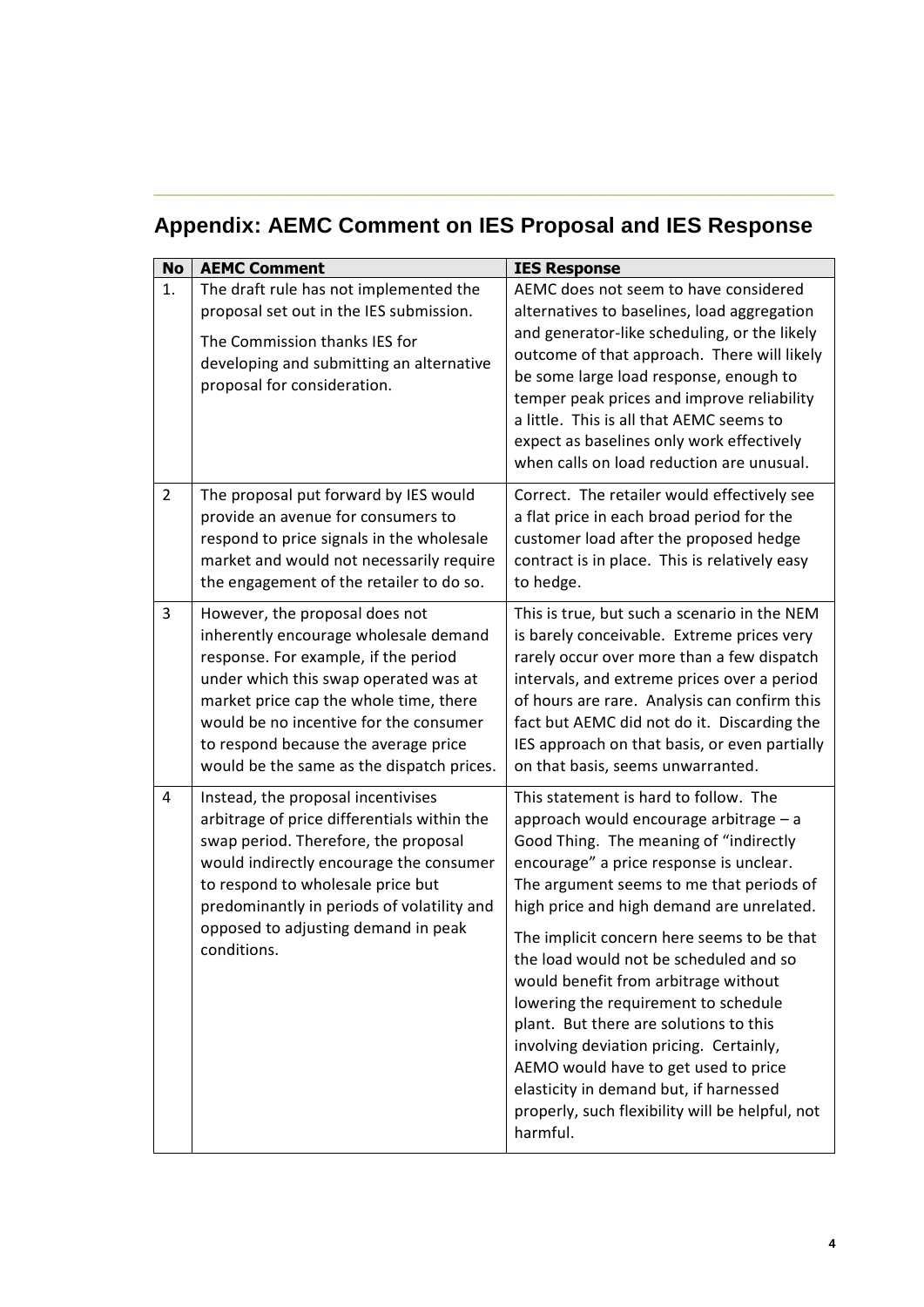## Appendix: AEMC Comment on IES Proposal and IES Response

| No | AEMC Comment | IES Response |
|---|---|---|
| 1. | The draft rule has not implemented the proposal set out in the IES submission.<br><br>The Commission thanks IES for developing and submitting an alternative proposal for consideration. | AEMC does not seem to have considered alternatives to baselines, load aggregation and generator-like scheduling, or the likely outcome of that approach. There will likely be some large load response, enough to temper peak prices and improve reliability a little. This is all that AEMC seems to expect as baselines only work effectively when calls on load reduction are unusual. |
| 2 | The proposal put forward by IES would provide an avenue for consumers to respond to price signals in the wholesale market and would not necessarily require the engagement of the retailer to do so. | Correct. The retailer would effectively see a flat price in each broad period for the customer load after the proposed hedge contract is in place. This is relatively easy to hedge. |
| 3 | However, the proposal does not inherently encourage wholesale demand response. For example, if the period under which this swap operated was at market price cap the whole time, there would be no incentive for the consumer to respond because the average price would be the same as the dispatch prices. | This is true, but such a scenario in the NEM is barely conceivable. Extreme prices very rarely occur over more than a few dispatch intervals, and extreme prices over a period of hours are rare. Analysis can confirm this fact but AEMC did not do it. Discarding the IES approach on that basis, or even partially on that basis, seems unwarranted. |
| 4 | Instead, the proposal incentivises arbitrage of price differentials within the swap period. Therefore, the proposal would indirectly encourage the consumer to respond to wholesale price but predominantly in periods of volatility and opposed to adjusting demand in peak conditions. | This statement is hard to follow. The approach would encourage arbitrage – a Good Thing. The meaning of "indirectly encourage" a price response is unclear. The argument seems to me that periods of high price and high demand are unrelated.<br><br>The implicit concern here seems to be that the load would not be scheduled and so would benefit from arbitrage without lowering the requirement to schedule plant. But there are solutions to this involving deviation pricing. Certainly, AEMO would have to get used to price elasticity in demand but, if harnessed properly, such flexibility will be helpful, not harmful. |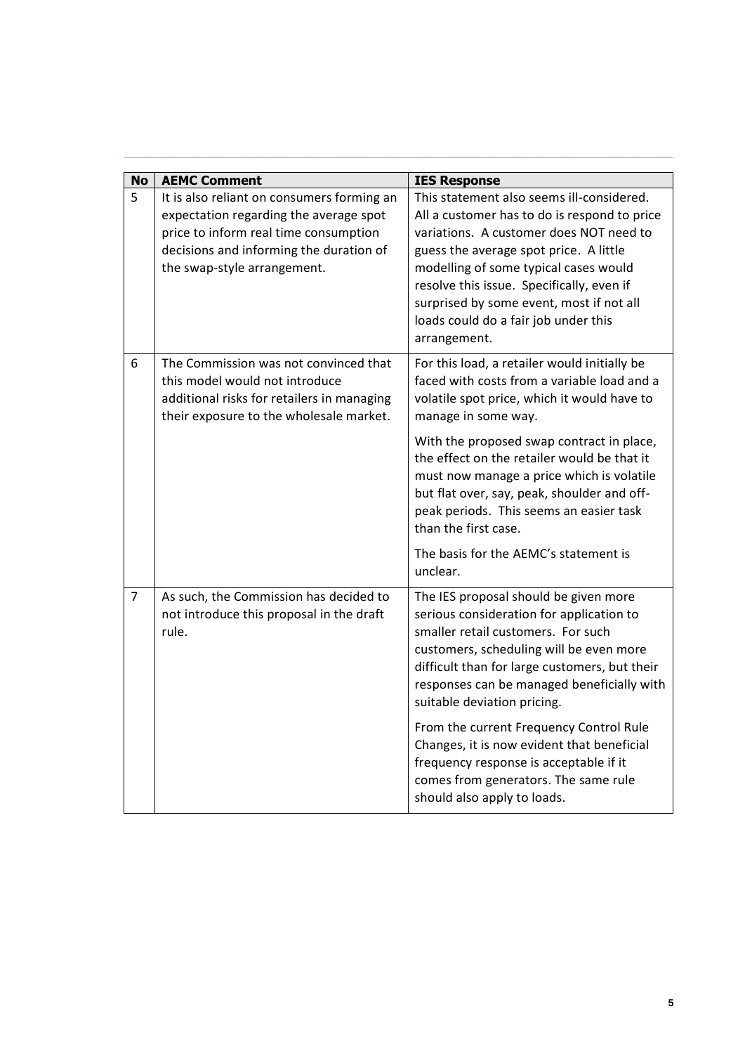| No | AEMC Comment | IES Response |
|---|---|---|
| 5 | It is also reliant on consumers forming an expectation regarding the average spot price to inform real time consumption decisions and informing the duration of the swap-style arrangement. | This statement also seems ill-considered. All a customer has to do is respond to price variations. A customer does NOT need to guess the average spot price. A little modelling of some typical cases would resolve this issue. Specifically, even if surprised by some event, most if not all loads could do a fair job under this arrangement. |
| 6 | The Commission was not convinced that this model would not introduce additional risks for retailers in managing their exposure to the wholesale market. | For this load, a retailer would initially be faced with costs from a variable load and a volatile spot price, which it would have to manage in some way.<br><br>With the proposed swap contract in place, the effect on the retailer would be that it must now manage a price which is volatile but flat over, say, peak, shoulder and off-peak periods. This seems an easier task than the first case.<br><br>The basis for the AEMC's statement is unclear. |
| 7 | As such, the Commission has decided to not introduce this proposal in the draft rule. | The IES proposal should be given more serious consideration for application to smaller retail customers. For such customers, scheduling will be even more difficult than for large customers, but their responses can be managed beneficially with suitable deviation pricing.<br><br>From the current Frequency Control Rule Changes, it is now evident that beneficial frequency response is acceptable if it comes from generators. The same rule should also apply to loads. |